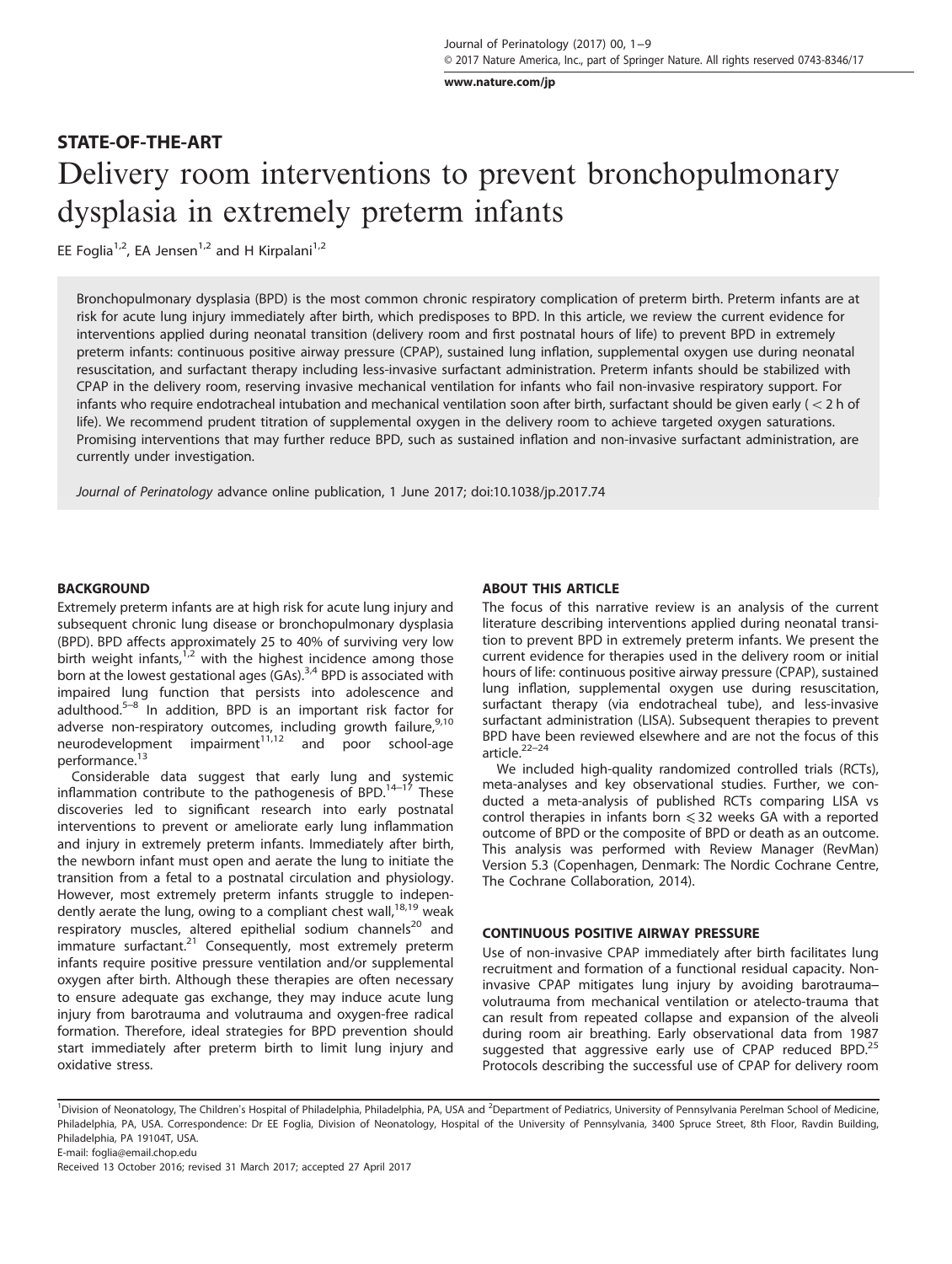STATE-OF-THE-ART

# Delivery room interventions to prevent bronchopulmonary dysplasia in extremely preterm infants

EE Foglia[1,2], EA Jensen[1,2] and H Kirpalani[1,2]

Bronchopulmonary dysplasia (BPD) is the most common chronic respiratory complication of preterm birth. Preterm infants are at risk for acute lung injury immediately after birth, which predisposes to BPD. In this article, we review the current evidence for interventions applied during neonatal transition (delivery room and first postnatal hours of life) to prevent BPD in extremely preterm infants: continuous positive airway pressure (CPAP), sustained lung inflation, supplemental oxygen use during neonatal resuscitation, and surfactant therapy including less-invasive surfactant administration. Preterm infants should be stabilized with CPAP in the delivery room, reserving invasive mechanical ventilation for infants who fail non-invasive respiratory support. For infants who require endotracheal intubation and mechanical ventilation soon after birth, surfactant should be given early ( < 2 h of life). We recommend prudent titration of supplemental oxygen in the delivery room to achieve targeted oxygen saturations. Promising interventions that may further reduce BPD, such as sustained inflation and non-invasive surfactant administration, are currently under investigation.

*Journal of Perinatology* advance online publication, 1 June 2017; doi:10.1038/jp.2017.74

## BACKGROUND

Extremely preterm infants are at high risk for acute lung injury and subsequent chronic lung disease or bronchopulmonary dysplasia (BPD). BPD affects approximately 25 to 40% of surviving very low birth weight infants,[1,2] with the highest incidence among those born at the lowest gestational ages (GAs).[3,4] BPD is associated with impaired lung function that persists into adolescence and adulthood.[5–8] In addition, BPD is an important risk factor for adverse non-respiratory outcomes, including growth failure,[9,10] neurodevelopment impairment[11,12] and poor school-age performance.[13]

Considerable data suggest that early lung and systemic inflammation contribute to the pathogenesis of BPD.[14–17] These discoveries led to significant research into early postnatal interventions to prevent or ameliorate early lung inflammation and injury in extremely preterm infants. Immediately after birth, the newborn infant must open and aerate the lung to initiate the transition from a fetal to a postnatal circulation and physiology. However, most extremely preterm infants struggle to independently aerate the lung, owing to a compliant chest wall,[18,19] weak respiratory muscles, altered epithelial sodium channels[20] and immature surfactant.[21] Consequently, most extremely preterm infants require positive pressure ventilation and/or supplemental oxygen after birth. Although these therapies are often necessary to ensure adequate gas exchange, they may induce acute lung injury from barotrauma and volutrauma and oxygen-free radical formation. Therefore, ideal strategies for BPD prevention should start immediately after preterm birth to limit lung injury and oxidative stress.

## ABOUT THIS ARTICLE

The focus of this narrative review is an analysis of the current literature describing interventions applied during neonatal transition to prevent BPD in extremely preterm infants. We present the current evidence for therapies used in the delivery room or initial hours of life: continuous positive airway pressure (CPAP), sustained lung inflation, supplemental oxygen use during resuscitation, surfactant therapy (via endotracheal tube), and less-invasive surfactant administration (LISA). Subsequent therapies to prevent BPD have been reviewed elsewhere and are not the focus of this article.[22–24]

We included high-quality randomized controlled trials (RCTs), meta-analyses and key observational studies. Further, we conducted a meta-analysis of published RCTs comparing LISA vs control therapies in infants born ⩽32 weeks GA with a reported outcome of BPD or the composite of BPD or death as an outcome. This analysis was performed with Review Manager (RevMan) Version 5.3 (Copenhagen, Denmark: The Nordic Cochrane Centre, The Cochrane Collaboration, 2014).

## CONTINUOUS POSITIVE AIRWAY PRESSURE

Use of non-invasive CPAP immediately after birth facilitates lung recruitment and formation of a functional residual capacity. Non-invasive CPAP mitigates lung injury by avoiding barotrauma–volutrauma from mechanical ventilation or atelecto-trauma that can result from repeated collapse and expansion of the alveoli during room air breathing. Early observational data from 1987 suggested that aggressive early use of CPAP reduced BPD.[25] Protocols describing the successful use of CPAP for delivery room

[1]Division of Neonatology, The Children's Hospital of Philadelphia, Philadelphia, PA, USA and [2]Department of Pediatrics, University of Pennsylvania Perelman School of Medicine, Philadelphia, PA, USA. Correspondence: Dr EE Foglia, Division of Neonatology, Hospital of the University of Pennsylvania, 3400 Spruce Street, 8th Floor, Ravdin Building, Philadelphia, PA 19104T, USA.
E-mail: foglia@email.chop.edu
Received 13 October 2016; revised 31 March 2017; accepted 27 April 2017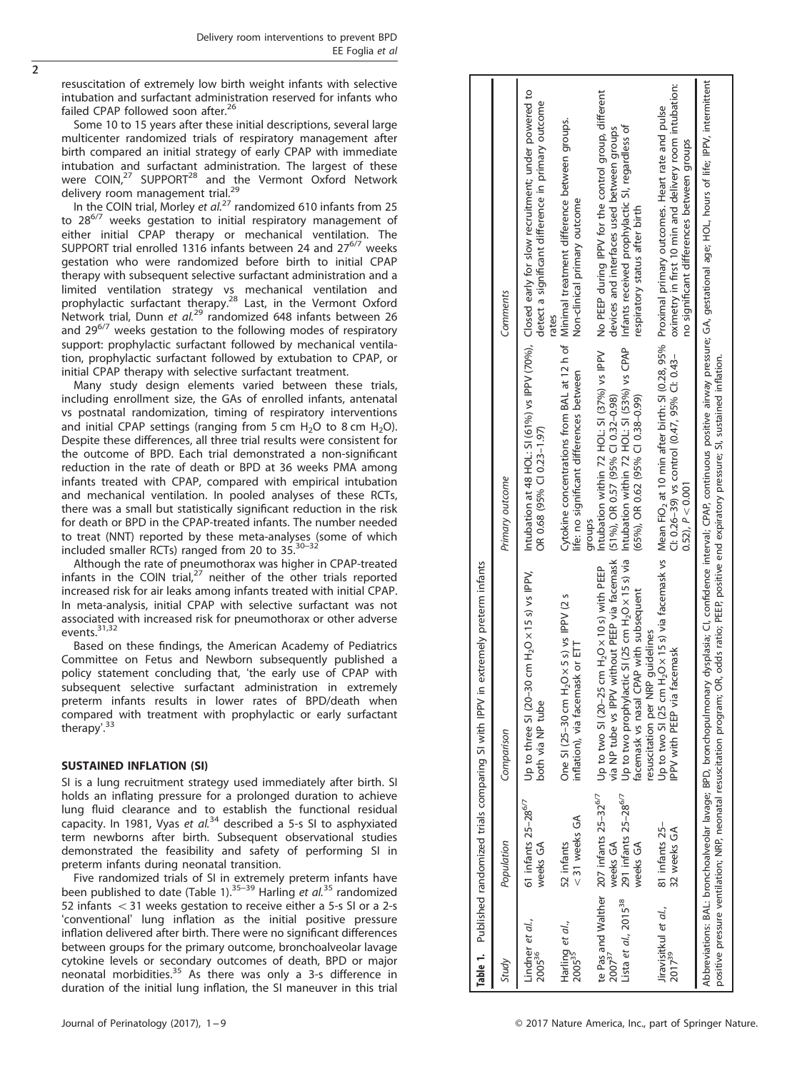resuscitation of extremely low birth weight infants with selective intubation and surfactant administration reserved for infants who failed CPAP followed soon after.[26]

Some 10 to 15 years after these initial descriptions, several large multicenter randomized trials of respiratory management after birth compared an initial strategy of early CPAP with immediate intubation and surfactant administration. The largest of these were COIN,[27] SUPPORT[28] and the Vermont Oxford Network delivery room management trial.[29]

In the COIN trial, Morley *et al.*[27] randomized 610 infants from 25 to $28^{6/7}$ weeks gestation to initial respiratory management of either initial CPAP therapy or mechanical ventilation. The SUPPORT trial enrolled 1316 infants between 24 and $27^{6/7}$ weeks gestation who were randomized before birth to initial CPAP therapy with subsequent selective surfactant administration and a limited ventilation strategy vs mechanical ventilation and prophylactic surfactant therapy.[28] Last, in the Vermont Oxford Network trial, Dunn *et al.*[29] randomized 648 infants between 26 and $29^{6/7}$ weeks gestation to the following modes of respiratory support: prophylactic surfactant followed by mechanical ventilation, prophylactic surfactant followed by extubation to CPAP, or initial CPAP therapy with selective surfactant treatment.

Many study design elements varied between these trials, including enrollment size, the GAs of enrolled infants, antenatal vs postnatal randomization, timing of respiratory interventions and initial CPAP settings (ranging from 5 cm $H_2O$ to 8 cm $H_2O$). Despite these differences, all three trial results were consistent for the outcome of BPD. Each trial demonstrated a non-significant reduction in the rate of death or BPD at 36 weeks PMA among infants treated with CPAP, compared with empirical intubation and mechanical ventilation. In pooled analyses of these RCTs, there was a small but statistically significant reduction in the risk for death or BPD in the CPAP-treated infants. The number needed to treat (NNT) reported by these meta-analyses (some of which included smaller RCTs) ranged from 20 to 35.[30–32]

Although the rate of pneumothorax was higher in CPAP-treated infants in the COIN trial,[27] neither of the other trials reported increased risk for air leaks among infants treated with initial CPAP. In meta-analysis, initial CPAP with selective surfactant was not associated with increased risk for pneumothorax or other adverse events.[31,32]

Based on these findings, the American Academy of Pediatrics Committee on Fetus and Newborn subsequently published a policy statement concluding that, 'the early use of CPAP with subsequent selective surfactant administration in extremely preterm infants results in lower rates of BPD/death when compared with treatment with prophylactic or early surfactant therapy'.[33]

## SUSTAINED INFLATION (SI)

SI is a lung recruitment strategy used immediately after birth. SI holds an inflating pressure for a prolonged duration to achieve lung fluid clearance and to establish the functional residual capacity. In 1981, Vyas *et al.*[34] described a 5-s SI to asphyxiated term newborns after birth. Subsequent observational studies demonstrated the feasibility and safety of performing SI in preterm infants during neonatal transition.

Five randomized trials of SI in extremely preterm infants have been published to date (Table 1).[35–39] Harling *et al.*[35] randomized 52 infants < 31 weeks gestation to receive either a 5-s SI or a 2-s 'conventional' lung inflation as the initial positive pressure inflation delivered after birth. There were no significant differences between groups for the primary outcome, bronchoalveolar lavage cytokine levels or secondary outcomes of death, BPD or major neonatal morbidities.[35] As there was only a 3-s difference in duration of the initial lung inflation, the SI maneuver in this trial

**Table 1.** Published randomized trials comparing SI with IPPV in extremely preterm infants

| Study | Population | Comparison | Primary outcome | Comments |
|---|---|---|---|---|
| Lindner *et al.*, 2005[36] | 61 infants 25–$28^{6/7}$ weeks GA | Up to three SI (20–30 cm $H_2O \times 15$ s) vs IPPV, both via NP tube | Intubation at 48 HOL: SI (61%) vs IPPV (70%), OR 0.68 (95% CI 0.23–1.97) | Closed early for slow recruitment; under powered to detect a significant difference in primary outcome rates |
| Harling *et al.*, 2005[35] | 52 infants < 31 weeks GA | One SI (25–30 cm $H_2O \times 5$ s) vs IPPV (2 s inflation), via facemask or ETT | Cytokine concentrations from BAL at 12 h of life: no significant differences between groups | Minimal treatment difference between groups. Non-clinical primary outcome |
| te Pas and Walther 2007[37] | 207 infants 25–$32^{6/7}$ weeks GA | Up to two SI (20–25 cm $H_2O \times 10$ s) with PEEP via NP tube vs IPPV without PEEP via facemask | Intubation within 72 HOL: SI (37%) vs IPPV (51%), OR 0.57 (95% CI 0.32–0.98) | No PEEP during IPPV for the control group, different devices and interfaces used between groups |
| Lista *et al.*, 2015[38] | 291 infants 25–$28^{6/7}$ weeks GA | Up to two prophylactic SI (25 cm $H_2O \times 15$ s) via facemask vs nasal CPAP with subsequent resuscitation per NRP guidelines | Intubation within 72 HOL: SI (53%) vs CPAP (65%), OR 0.62 (95% CI 0.38–0.99) | Infants received prophylactic SI, regardless of respiratory status after birth |
| Jiravisitkul *et al.*, 2017[39] | 81 infants 25–32 weeks GA | Up to two SI (25 cm $H_2O \times 15$ s) via facemask vs IPPV with PEEP via facemask | Mean $FiO_2$ at 10 min after birth: SI (0.28, 95% CI: 0.26–39) vs control (0.47, 95% CI: 0.43–0.52), $P < 0.001$ | Proximal primary outcomes. Heart rate and pulse oximetry in first 10 min and delivery room intubation: no significant differences between groups |

Abbreviations: BAL: bronchoalveolar lavage; BPD, bronchopulmonary dysplasia; CI, confidence interval; CPAP, continuous positive airway pressure; GA, gestational age; HOL, hours of life; IPPV, intermittent positive pressure ventilation; NRP, neonatal resuscitation program; OR, odds ratio; PEEP, positive end expiratory pressure; SI, sustained inflation.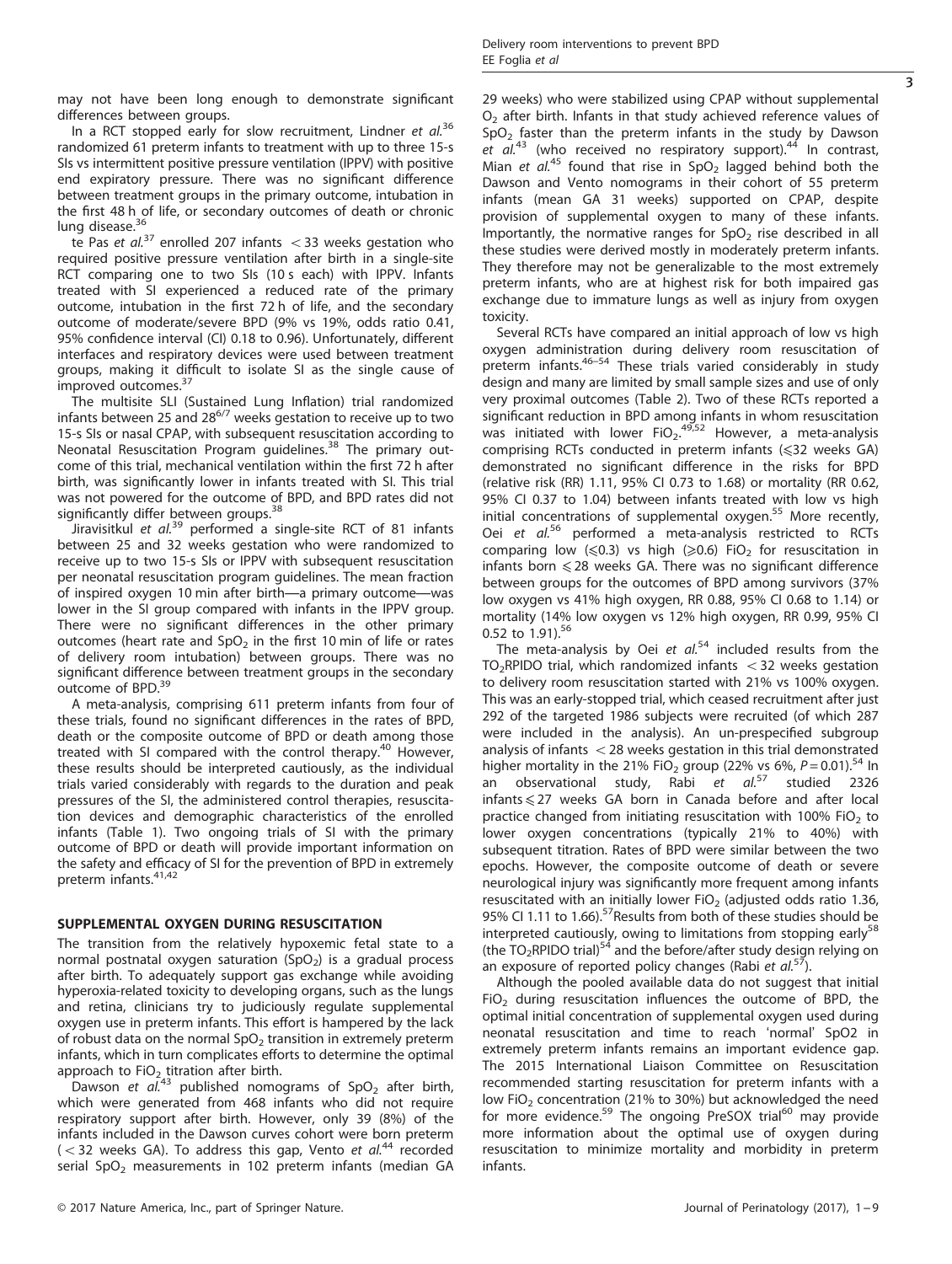may not have been long enough to demonstrate significant differences between groups.

In a RCT stopped early for slow recruitment, Lindner *et al.*[36] randomized 61 preterm infants to treatment with up to three 15-s SIs vs intermittent positive pressure ventilation (IPPV) with positive end expiratory pressure. There was no significant difference between treatment groups in the primary outcome, intubation in the first 48 h of life, or secondary outcomes of death or chronic lung disease.[36]

te Pas *et al.*[37] enrolled 207 infants $<33$ weeks gestation who required positive pressure ventilation after birth in a single-site RCT comparing one to two SIs (10 s each) with IPPV. Infants treated with SI experienced a reduced rate of the primary outcome, intubation in the first 72 h of life, and the secondary outcome of moderate/severe BPD (9% vs 19%, odds ratio 0.41, 95% confidence interval (CI) 0.18 to 0.96). Unfortunately, different interfaces and respiratory devices were used between treatment groups, making it difficult to isolate SI as the single cause of improved outcomes.[37]

The multisite SLI (Sustained Lung Inflation) trial randomized infants between 25 and $28^{6/7}$ weeks gestation to receive up to two 15-s SIs or nasal CPAP, with subsequent resuscitation according to Neonatal Resuscitation Program guidelines.[38] The primary outcome of this trial, mechanical ventilation within the first 72 h after birth, was significantly lower in infants treated with SI. This trial was not powered for the outcome of BPD, and BPD rates did not significantly differ between groups.[38]

Jiravisitkul *et al.*[39] performed a single-site RCT of 81 infants between 25 and 32 weeks gestation who were randomized to receive up to two 15-s SIs or IPPV with subsequent resuscitation per neonatal resuscitation program guidelines. The mean fraction of inspired oxygen 10 min after birth—a primary outcome—was lower in the SI group compared with infants in the IPPV group. There were no significant differences in the other primary outcomes (heart rate and $SpO_2$ in the first 10 min of life or rates of delivery room intubation) between groups. There was no significant difference between treatment groups in the secondary outcome of BPD.[39]

A meta-analysis, comprising 611 preterm infants from four of these trials, found no significant differences in the rates of BPD, death or the composite outcome of BPD or death among those treated with SI compared with the control therapy.[40] However, these results should be interpreted cautiously, as the individual trials varied considerably with regards to the duration and peak pressures of the SI, the administered control therapies, resuscitation devices and demographic characteristics of the enrolled infants (Table 1). Two ongoing trials of SI with the primary outcome of BPD or death will provide important information on the safety and efficacy of SI for the prevention of BPD in extremely preterm infants.[41,42]

## SUPPLEMENTAL OXYGEN DURING RESUSCITATION

The transition from the relatively hypoxemic fetal state to a normal postnatal oxygen saturation ($SpO_2$) is a gradual process after birth. To adequately support gas exchange while avoiding hyperoxia-related toxicity to developing organs, such as the lungs and retina, clinicians try to judiciously regulate supplemental oxygen use in preterm infants. This effort is hampered by the lack of robust data on the normal $SpO_2$ transition in extremely preterm infants, which in turn complicates efforts to determine the optimal approach to $FiO_2$ titration after birth.

Dawson *et al.*[43] published nomograms of $SpO_2$ after birth, which were generated from 468 infants who did not require respiratory support after birth. However, only 39 (8%) of the infants included in the Dawson curves cohort were born preterm ($<32$ weeks GA). To address this gap, Vento *et al.*[44] recorded serial $SpO_2$ measurements in 102 preterm infants (median GA 29 weeks) who were stabilized using CPAP without supplemental $O_2$ after birth. Infants in that study achieved reference values of $SpO_2$ faster than the preterm infants in the study by Dawson *et al.*[43] (who received no respiratory support).[44] In contrast, Mian *et al.*[45] found that rise in $SpO_2$ lagged behind both the Dawson and Vento nomograms in their cohort of 55 preterm infants (mean GA 31 weeks) supported on CPAP, despite provision of supplemental oxygen to many of these infants. Importantly, the normative ranges for $SpO_2$ rise described in all these studies were derived mostly in moderately preterm infants. They therefore may not be generalizable to the most extremely preterm infants, who are at highest risk for both impaired gas exchange due to immature lungs as well as injury from oxygen toxicity.

Several RCTs have compared an initial approach of low vs high oxygen administration during delivery room resuscitation of preterm infants.[46–54] These trials varied considerably in study design and many are limited by small sample sizes and use of only very proximal outcomes (Table 2). Two of these RCTs reported a significant reduction in BPD among infants in whom resuscitation was initiated with lower $FiO_2$.[49,52] However, a meta-analysis comprising RCTs conducted in preterm infants (⩽32 weeks GA) demonstrated no significant difference in the risks for BPD (relative risk (RR) 1.11, 95% CI 0.73 to 1.68) or mortality (RR 0.62, 95% CI 0.37 to 1.04) between infants treated with low vs high initial concentrations of supplemental oxygen.[55] More recently, Oei *et al.*[56] performed a meta-analysis restricted to RCTs comparing low (⩽0.3) vs high (⩾0.6) $FiO_2$ for resuscitation in infants born ⩽28 weeks GA. There was no significant difference between groups for the outcomes of BPD among survivors (37% low oxygen vs 41% high oxygen, RR 0.88, 95% CI 0.68 to 1.14) or mortality (14% low oxygen vs 12% high oxygen, RR 0.99, 95% CI 0.52 to 1.91).[56]

The meta-analysis by Oei *et al.*[54] included results from the $TO_2$RPIDO trial, which randomized infants $<32$ weeks gestation to delivery room resuscitation started with 21% vs 100% oxygen. This was an early-stopped trial, which ceased recruitment after just 292 of the targeted 1986 subjects were recruited (of which 287 were included in the analysis). An un-prespecified subgroup analysis of infants $<28$ weeks gestation in this trial demonstrated higher mortality in the 21% $FiO_2$ group (22% vs 6%, $P=0.01$).[54] In an observational study, Rabi *et al.*[57] studied 2326 infants ⩽27 weeks GA born in Canada before and after local practice changed from initiating resuscitation with 100% $FiO_2$ to lower oxygen concentrations (typically 21% to 40%) with subsequent titration. Rates of BPD were similar between the two epochs. However, the composite outcome of death or severe neurological injury was significantly more frequent among infants resuscitated with an initially lower $FiO_2$ (adjusted odds ratio 1.36, 95% CI 1.11 to 1.66).[57] Results from both of these studies should be interpreted cautiously, owing to limitations from stopping early[58] (the $TO_2$RPIDO trial)[54] and the before/after study design relying on an exposure of reported policy changes (Rabi *et al.*[57]).

Although the pooled available data do not suggest that initial $FiO_2$ during resuscitation influences the outcome of BPD, the optimal initial concentration of supplemental oxygen used during neonatal resuscitation and time to reach 'normal' SpO2 in extremely preterm infants remains an important evidence gap. The 2015 International Liaison Committee on Resuscitation recommended starting resuscitation for preterm infants with a low $FiO_2$ concentration (21% to 30%) but acknowledged the need for more evidence.[59] The ongoing PreSOX trial[60] may provide more information about the optimal use of oxygen during resuscitation to minimize mortality and morbidity in preterm infants.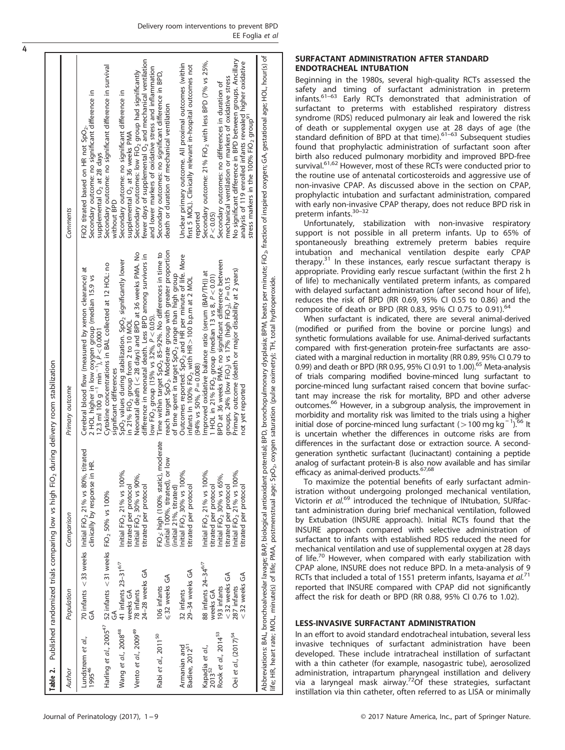**Table 2.** Published randomized trials comparing low vs high $FiO_2$ during delivery room stabilization

| Author | Population | Comparison | Primary outcome | Comments |
|---|---|---|---|---|
| Lundstrøm *et al.*, 1995[46] | 70 infants < 33 weeks GA | Initial $FiO_2$ 21% vs 80%, titrated clinically by response in HR. | Cerebral blood flow (measured by xenon clearance) at 2 HOL higher in low oxygen group (median 15.9 vs 12.3 ml 100 $g^{-1}$ $min^{-1}$), $P<0.0001$ | FiO2 titrated based on HR not $SpO_2$. Secondary outcome: no significant difference in supplemental $O_2$ at 28 days |
| Harling *et al.*, 2005[47] | 52 infants < 31 weeks GA | $FiO_2$ 50% vs 100% | Cytokine concentrations in BAL collected at 12 HOL: no significant differences | Secondary outcome: no significant difference in survival without BPD |
| Wang *et al.*, 2008[48] | 41 infants 23–31[6/7] weeks GA | Initial $FiO_2$ 21% vs 100%, titrated per protocol | $SpO_2$ values during stabilization. $SpO_2$ significantly lower in 21% $FiO_2$ group from 2 to 10 MOL | Secondary outcome: no significant difference in supplemental $O_2$ at 36 weeks PMA |
| Vento *et al.*, 2009[49] | 78 infants 24–28 weeks GA | Initial $FiO_2$ 30% vs 90%, titrated per protocol | Neonatal death (< 28 days) and BPD at 36 weeks PMA. No difference in neonatal death. Less BPD among survivors in low $FiO_2$ group (15% vs 32%, $P<0.05$). | Secondary outcomes: low $FiO_2$ group had significantly fewer days of supplemental $O_2$ and mechanical ventilation and lower markers of oxidative stress and inflammation |
| Rabi *et al.*, 2011[50] | 106 infants ⩽32 weeks GA | $FiO_2$: high (100% static), moderate (initial 100%, titrated), or low (initial 21%, titrated) | Time within target $SpO_2$ 85–92%. No differences in time to reach target $SpO_2$. Moderate group with greater proportion of time spent in target $SpO_2$ range than high group | Secondary outcomes: no significant difference in BPD, death or duration of mechanical ventilation |
| Armanian and Badiee, 2012[51] | 32 infants 29–34 weeks GA | Initial $FiO_2$ 30% vs 100%, titrated per protocol | Outcomes reported: $SpO_2$ and HR per minute of life. More infants in 100% $FiO_2$ with HR > 100 b.p.m at 2 MOL (94% vs 50%, $P=0.008$) | Unclear primary outcome. All proximal outcomes (within first 5 MOL). Clinically relevant in-hospital outcomes not reported |
| Kapadia *et al.*, 2013[52] | 88 infants 24–34[6/7] weeks GA | Initial $FiO_2$ 21% vs 100%, titrated per protocol | Improved oxidative balance ratio (serum (BAP/TH)) at 1 HOL in 21% $FiO_2$ group (median 13 vs 8, $P<0.01$) | Secondary outcome: 21% $FiO_2$ with less BPD (7% vs 25%, $P<0.05$) |
| Rook *et al.*, 2014[53] | 193 infants < 32 weeks GA | Initial $FiO_2$ 30% vs 65%, titrated per protocol | BPD at 36 weeks PMA: no significant difference between groups, 24% (low $FiO_2$) vs 17% (high $FiO_2$), $P=0.15$ | Secondary outcomes: no differences in duration of mechanical ventilation or markers of oxidative stress |
| Oei *et al.*, (2017)[54] | 287 infants < 32 weeks GA | Initial $FiO_2$ 21% vs 100%, titrated per protocol | Primary outcome (death or major disability at 2 years) not yet reported | No significant difference in BPD between groups. Ancillary analysis of 119 enrolled infants revealed higher oxidative stress markers in the 100% $FiO_2$ group[91] |

Abbreviations: BAL, bronchoalveolar lavage; BAP, biological antioxidant potential; BPD, bronchopulmonary dysplasia; BPM, beats per minute; $FiO_2$, fraction of inspired oxygen; GA, gestational age; HOL, hour(s) of life; HR, heart rate; MOL, minute(s) of life; PMA, postmenstrual age; $SpO_2$, oxygen saturation (pulse oximetry); TH, total hydroperoxide.

## SURFACTANT ADMINISTRATION AFTER STANDARD ENDOTRACHEAL INTUBATION

Beginning in the 1980s, several high-quality RCTs assessed the safety and timing of surfactant administration in preterm infants.[61–63] Early RCTs demonstrated that administration of surfactant to preterms with established respiratory distress syndrome (RDS) reduced pulmonary air leak and lowered the risk of death or supplemental oxygen use at 28 days of age (the standard definition of BPD at that time).[61–63] Subsequent studies found that prophylactic administration of surfactant soon after birth also reduced pulmonary morbidity and improved BPD-free survival.[61,62] However, most of these RCTs were conducted prior to the routine use of antenatal corticosteroids and aggressive use of non-invasive CPAP. As discussed above in the section on CPAP, prophylactic intubation and surfactant administration, compared with early non-invasive CPAP therapy, does not reduce BPD risk in preterm infants.[30–32]

Unfortunately, stabilization with non-invasive respiratory support is not possible in all preterm infants. Up to 65% of spontaneously breathing extremely preterm babies require intubation and mechanical ventilation despite early CPAP therapy.[31] In these instances, early rescue surfactant therapy is appropriate. Providing early rescue surfactant (within the first 2 h of life) to mechanically ventilated preterm infants, as compared with delayed surfactant administration (after second hour of life), reduces the risk of BPD (RR 0.69, 95% CI 0.55 to 0.86) and the composite of death or BPD (RR 0.83, 95% CI 0.75 to 0.91).[64]

When surfactant is indicated, there are several animal-derived (modified or purified from the bovine or porcine lungs) and synthetic formulations available for use. Animal-derived surfactants compared with first-generation protein-free surfactants are associated with a marginal reduction in mortality (RR 0.89, 95% CI 0.79 to 0.99) and death or BPD (RR 0.95, 95% CI 0.91 to 1.00).[65] Meta-analysis of trials comparing modified bovine-minced lung surfactant to porcine-minced lung surfactant raised concern that bovine surfactant may increase the risk for mortality, BPD and other adverse outcomes.[66] However, in a subgroup analysis, the improvement in morbidity and mortality risk was limited to the trials using a higher initial dose of porcine-minced lung surfactant (> 100 mg $kg^{-1}$).[66] It is uncertain whether the differences in outcome risks are from differences in the surfactant dose or extraction source. A second-generation synthetic surfactant (lucinactant) containing a peptide analog of surfactant protein-B is also now available and has similar efficacy as animal-derived products.[67,68]

To maximize the potential benefits of early surfactant administration without undergoing prolonged mechanical ventilation, Victorin *et al.*[69] introduced the technique of INtubation, SURfactant administration during brief mechanical ventilation, followed by Extubation (INSURE approach). Initial RCTs found that the INSURE approach compared with selective administration of surfactant to infants with established RDS reduced the need for mechanical ventilation and use of supplemental oxygen at 28 days of life.[70] However, when compared with early stabilization with CPAP alone, INSURE does not reduce BPD. In a meta-analysis of 9 RCTs that included a total of 1551 preterm infants, Isayama *et al.*[71] reported that INSURE compared with CPAP did not significantly affect the risk for death or BPD (RR 0.88, 95% CI 0.76 to 1.02).

## LESS-INVASIVE SURFACTANT ADMINISTRATION

In an effort to avoid standard endotracheal intubation, several less invasive techniques of surfactant administration have been developed. These include intratracheal instillation of surfactant with a thin catheter (for example, nasogastric tube), aerosolized administration, intrapartum pharyngeal instillation and delivery via a laryngeal mask airway.[72] Of these strategies, surfactant instillation via thin catheter, often referred to as LISA or minimally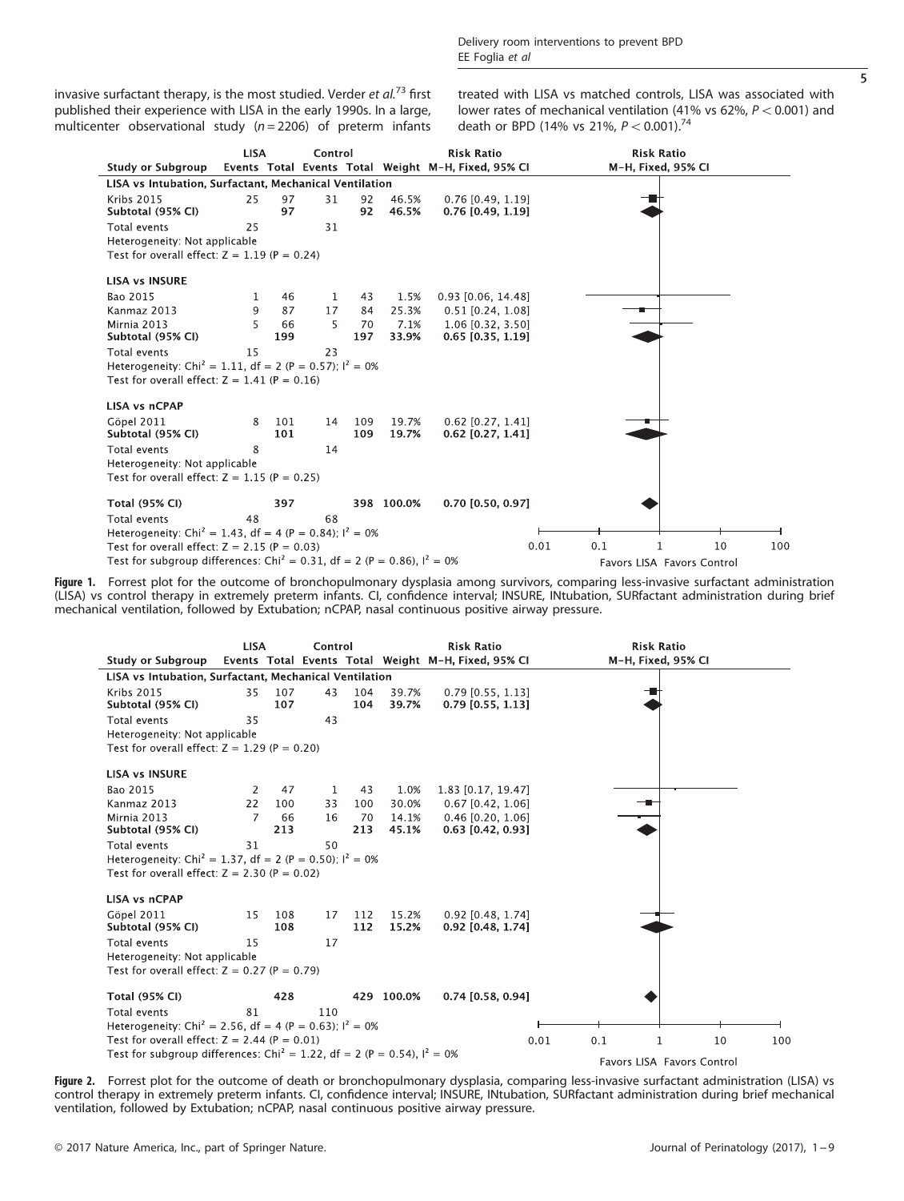invasive surfactant therapy, is the most studied. Verder *et al.*[73] first published their experience with LISA in the early 1990s. In a large, multicenter observational study ($n = 2206$) of preterm infants treated with LISA vs matched controls, LISA was associated with lower rates of mechanical ventilation (41% vs 62%, $P < 0.001$) and death or BPD (14% vs 21%, $P < 0.001$).[74]

| Study or Subgroup | LISA Events | LISA Total | Control Events | Control Total | Weight | Risk Ratio M-H, Fixed, 95% CI |
|---|---|---|---|---|---|---|
| **LISA vs Intubation, Surfactant, Mechanical Ventilation** | | | | | | |
| Kribs 2015 | 25 | 97 | 31 | 92 | 46.5% | 0.76 [0.49, 1.19] |
| **Subtotal (95% CI)** | | **97** | | **92** | **46.5%** | **0.76 [0.49, 1.19]** |
| Total events | 25 | | 31 | | | |
| Heterogeneity: Not applicable | | | | | | |
| Test for overall effect: Z = 1.19 (P = 0.24) | | | | | | |
| **LISA vs INSURE** | | | | | | |
| Bao 2015 | 1 | 46 | 1 | 43 | 1.5% | 0.93 [0.06, 14.48] |
| Kanmaz 2013 | 9 | 87 | 17 | 84 | 25.3% | 0.51 [0.24, 1.08] |
| Mirnia 2013 | 5 | 66 | 5 | 70 | 7.1% | 1.06 [0.32, 3.50] |
| **Subtotal (95% CI)** | | **199** | | **197** | **33.9%** | **0.65 [0.35, 1.19]** |
| Total events | 15 | | 23 | | | |
| Heterogeneity: Chi² = 1.11, df = 2 (P = 0.57); I² = 0% | | | | | | |
| Test for overall effect: Z = 1.41 (P = 0.16) | | | | | | |
| **LISA vs nCPAP** | | | | | | |
| Göpel 2011 | 8 | 101 | 14 | 109 | 19.7% | 0.62 [0.27, 1.41] |
| **Subtotal (95% CI)** | | **101** | | **109** | **19.7%** | **0.62 [0.27, 1.41]** |
| Total events | 8 | | 14 | | | |
| Heterogeneity: Not applicable | | | | | | |
| Test for overall effect: Z = 1.15 (P = 0.25) | | | | | | |
| **Total (95% CI)** | | **397** | | **398** | **100.0%** | **0.70 [0.50, 0.97]** |
| Total events | 48 | | 68 | | | |
| Heterogeneity: Chi² = 1.43, df = 4 (P = 0.84); I² = 0% | | | | | | |
| Test for overall effect: Z = 2.15 (P = 0.03) | | | | | | |
| Test for subgroup differences: Chi² = 0.31, df = 2 (P = 0.86), I² = 0% | | | | | | |

Risk Ratio M-H, Fixed, 95% CI (axis: 0.01, 0.1, 1, 10, 100; Favors LISA / Favors Control)

**Figure 1.** Forrest plot for the outcome of bronchopulmonary dysplasia among survivors, comparing less-invasive surfactant administration (LISA) vs control therapy in extremely preterm infants. CI, confidence interval; INSURE, INtubation, SURfactant administration during brief mechanical ventilation, followed by Extubation; nCPAP, nasal continuous positive airway pressure.

| Study or Subgroup | LISA Events | LISA Total | Control Events | Control Total | Weight | Risk Ratio M-H, Fixed, 95% CI |
|---|---|---|---|---|---|---|
| **LISA vs Intubation, Surfactant, Mechanical Ventilation** | | | | | | |
| Kribs 2015 | 35 | 107 | 43 | 104 | 39.7% | 0.79 [0.55, 1.13] |
| **Subtotal (95% CI)** | | **107** | | **104** | **39.7%** | **0.79 [0.55, 1.13]** |
| Total events | 35 | | 43 | | | |
| Heterogeneity: Not applicable | | | | | | |
| Test for overall effect: Z = 1.29 (P = 0.20) | | | | | | |
| **LISA vs INSURE** | | | | | | |
| Bao 2015 | 2 | 47 | 1 | 43 | 1.0% | 1.83 [0.17, 19.47] |
| Kanmaz 2013 | 22 | 100 | 33 | 100 | 30.0% | 0.67 [0.42, 1.06] |
| Mirnia 2013 | 7 | 66 | 16 | 70 | 14.1% | 0.46 [0.20, 1.06] |
| **Subtotal (95% CI)** | | **213** | | **213** | **45.1%** | **0.63 [0.42, 0.93]** |
| Total events | 31 | | 50 | | | |
| Heterogeneity: Chi² = 1.37, df = 2 (P = 0.50); I² = 0% | | | | | | |
| Test for overall effect: Z = 2.30 (P = 0.02) | | | | | | |
| **LISA vs nCPAP** | | | | | | |
| Göpel 2011 | 15 | 108 | 17 | 112 | 15.2% | 0.92 [0.48, 1.74] |
| **Subtotal (95% CI)** | | **108** | | **112** | **15.2%** | **0.92 [0.48, 1.74]** |
| Total events | 15 | | 17 | | | |
| Heterogeneity: Not applicable | | | | | | |
| Test for overall effect: Z = 0.27 (P = 0.79) | | | | | | |
| **Total (95% CI)** | | **428** | | **429** | **100.0%** | **0.74 [0.58, 0.94]** |
| Total events | 81 | | 110 | | | |
| Heterogeneity: Chi² = 2.56, df = 4 (P = 0.63); I² = 0% | | | | | | |
| Test for overall effect: Z = 2.44 (P = 0.01) | | | | | | |
| Test for subgroup differences: Chi² = 1.22, df = 2 (P = 0.54), I² = 0% | | | | | | |

Risk Ratio M-H, Fixed, 95% CI (axis: 0.01, 0.1, 1, 10, 100; Favors LISA / Favors Control)

**Figure 2.** Forrest plot for the outcome of death or bronchopulmonary dysplasia, comparing less-invasive surfactant administration (LISA) vs control therapy in extremely preterm infants. CI, confidence interval; INSURE, INtubation, SURfactant administration during brief mechanical ventilation, followed by Extubation; nCPAP, nasal continuous positive airway pressure.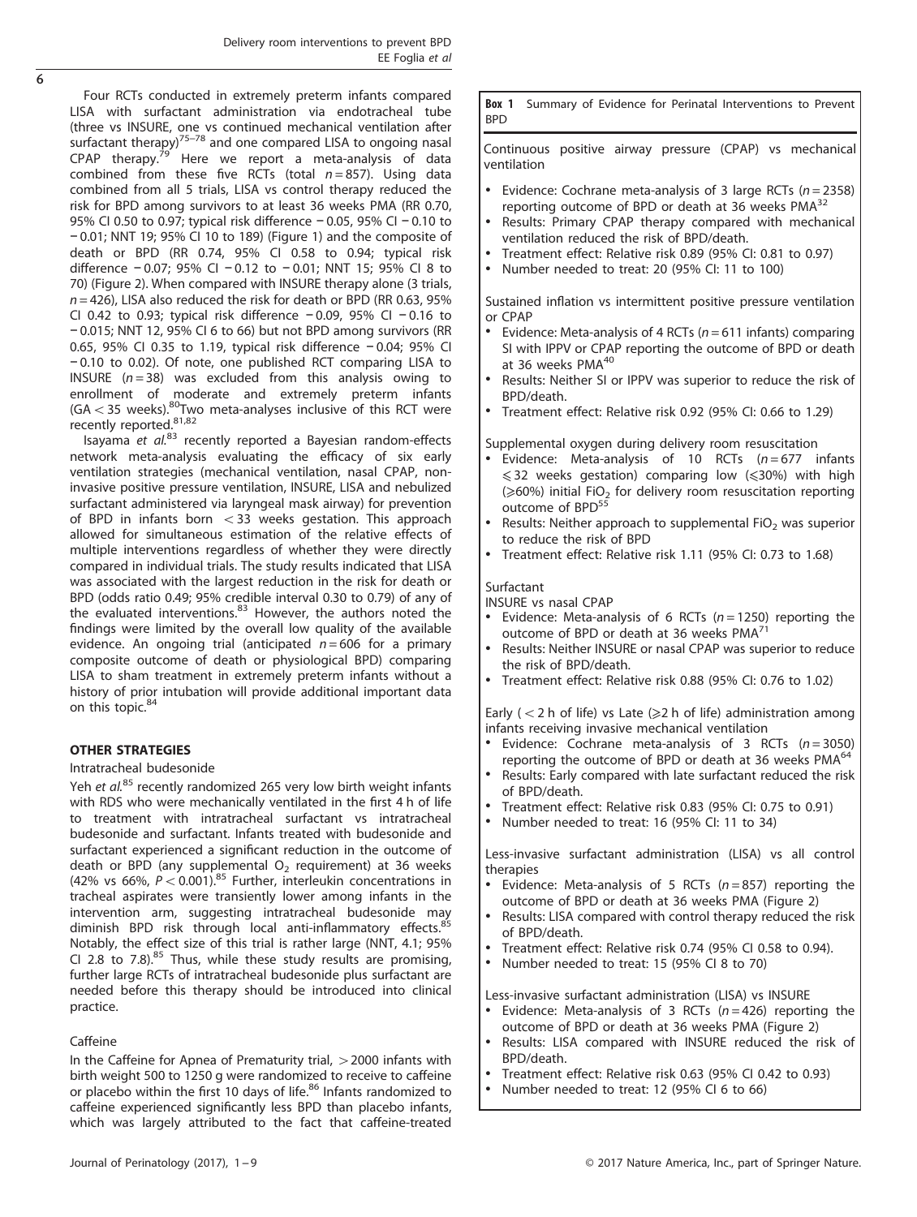Four RCTs conducted in extremely preterm infants compared LISA with surfactant administration via endotracheal tube (three vs INSURE, one vs continued mechanical ventilation after surfactant therapy)[75–78] and one compared LISA to ongoing nasal CPAP therapy.[79] Here we report a meta-analysis of data combined from these five RCTs (total $n = 857$). Using data combined from all 5 trials, LISA vs control therapy reduced the risk for BPD among survivors to at least 36 weeks PMA (RR 0.70, 95% CI 0.50 to 0.97; typical risk difference −0.05, 95% CI −0.10 to −0.01; NNT 19; 95% CI 10 to 189) (Figure 1) and the composite of death or BPD (RR 0.74, 95% CI 0.58 to 0.94; typical risk difference −0.07; 95% CI −0.12 to −0.01; NNT 15; 95% CI 8 to 70) (Figure 2). When compared with INSURE therapy alone (3 trials, $n = 426$), LISA also reduced the risk for death or BPD (RR 0.63, 95% CI 0.42 to 0.93; typical risk difference −0.09, 95% CI −0.16 to −0.015; NNT 12, 95% CI 6 to 66) but not BPD among survivors (RR 0.65, 95% CI 0.35 to 1.19, typical risk difference −0.04; 95% CI −0.10 to 0.02). Of note, one published RCT comparing LISA to INSURE ($n = 38$) was excluded from this analysis owing to enrollment of moderate and extremely preterm infants (GA < 35 weeks).[80] Two meta-analyses inclusive of this RCT were recently reported.[81,82]

Isayama *et al.*[83] recently reported a Bayesian random-effects network meta-analysis evaluating the efficacy of six early ventilation strategies (mechanical ventilation, nasal CPAP, non-invasive positive pressure ventilation, INSURE, LISA and nebulized surfactant administered via laryngeal mask airway) for prevention of BPD in infants born < 33 weeks gestation. This approach allowed for simultaneous estimation of the relative effects of multiple interventions regardless of whether they were directly compared in individual trials. The study results indicated that LISA was associated with the largest reduction in the risk for death or BPD (odds ratio 0.49; 95% credible interval 0.30 to 0.79) of any of the evaluated interventions.[83] However, the authors noted the findings were limited by the overall low quality of the available evidence. An ongoing trial (anticipated $n = 606$ for a primary composite outcome of death or physiological BPD) comparing LISA to sham treatment in extremely preterm infants without a history of prior intubation will provide additional important data on this topic.[84]

## OTHER STRATEGIES

### Intratracheal budesonide

Yeh *et al.*[85] recently randomized 265 very low birth weight infants with RDS who were mechanically ventilated in the first 4 h of life to treatment with intratracheal surfactant vs intratracheal budesonide and surfactant. Infants treated with budesonide and surfactant experienced a significant reduction in the outcome of death or BPD (any supplemental $O_2$ requirement) at 36 weeks (42% vs 66%, $P < 0.001$).[85] Further, interleukin concentrations in tracheal aspirates were transiently lower among infants in the intervention arm, suggesting intratracheal budesonide may diminish BPD risk through local anti-inflammatory effects.[85] Notably, the effect size of this trial is rather large (NNT, 4.1; 95% CI 2.8 to 7.8).[85] Thus, while these study results are promising, further large RCTs of intratracheal budesonide plus surfactant are needed before this therapy should be introduced into clinical practice.

### Caffeine

In the Caffeine for Apnea of Prematurity trial, > 2000 infants with birth weight 500 to 1250 g were randomized to receive to caffeine or placebo within the first 10 days of life.[86] Infants randomized to caffeine experienced significantly less BPD than placebo infants, which was largely attributed to the fact that caffeine-treated

---

**Box 1** Summary of Evidence for Perinatal Interventions to Prevent BPD

Continuous positive airway pressure (CPAP) vs mechanical ventilation

- Evidence: Cochrane meta-analysis of 3 large RCTs ($n = 2358$) reporting outcome of BPD or death at 36 weeks PMA[32]
- Results: Primary CPAP therapy compared with mechanical ventilation reduced the risk of BPD/death.
- Treatment effect: Relative risk 0.89 (95% CI: 0.81 to 0.97)
- Number needed to treat: 20 (95% CI: 11 to 100)

Sustained inflation vs intermittent positive pressure ventilation or CPAP

- Evidence: Meta-analysis of 4 RCTs ($n = 611$ infants) comparing SI with IPPV or CPAP reporting the outcome of BPD or death at 36 weeks PMA[40]
- Results: Neither SI or IPPV was superior to reduce the risk of BPD/death.
- Treatment effect: Relative risk 0.92 (95% CI: 0.66 to 1.29)

Supplemental oxygen during delivery room resuscitation

- Evidence: Meta-analysis of 10 RCTs ($n = 677$ infants $\leqslant 32$ weeks gestation) comparing low ($\leqslant 30\%$) with high ($\geqslant 60\%$) initial $FiO_2$ for delivery room resuscitation reporting outcome of BPD[55]
- Results: Neither approach to supplemental $FiO_2$ was superior to reduce the risk of BPD
- Treatment effect: Relative risk 1.11 (95% CI: 0.73 to 1.68)

Surfactant

INSURE vs nasal CPAP

- Evidence: Meta-analysis of 6 RCTs ($n = 1250$) reporting the outcome of BPD or death at 36 weeks PMA[71]
- Results: Neither INSURE or nasal CPAP was superior to reduce the risk of BPD/death.
- Treatment effect: Relative risk 0.88 (95% CI: 0.76 to 1.02)

Early (< 2 h of life) vs Late ($\geqslant$2 h of life) administration among infants receiving invasive mechanical ventilation

- Evidence: Cochrane meta-analysis of 3 RCTs ($n = 3050$) reporting the outcome of BPD or death at 36 weeks PMA[64]
- Results: Early compared with late surfactant reduced the risk of BPD/death.
- Treatment effect: Relative risk 0.83 (95% CI: 0.75 to 0.91)
- Number needed to treat: 16 (95% CI: 11 to 34)

Less-invasive surfactant administration (LISA) vs all control therapies

- Evidence: Meta-analysis of 5 RCTs ($n = 857$) reporting the outcome of BPD or death at 36 weeks PMA (Figure 2)
- Results: LISA compared with control therapy reduced the risk of BPD/death.
- Treatment effect: Relative risk 0.74 (95% CI 0.58 to 0.94).
- Number needed to treat: 15 (95% CI 8 to 70)

Less-invasive surfactant administration (LISA) vs INSURE

- Evidence: Meta-analysis of 3 RCTs ($n = 426$) reporting the outcome of BPD or death at 36 weeks PMA (Figure 2)
- Results: LISA compared with INSURE reduced the risk of BPD/death.
- Treatment effect: Relative risk 0.63 (95% CI 0.42 to 0.93)
- Number needed to treat: 12 (95% CI 6 to 66)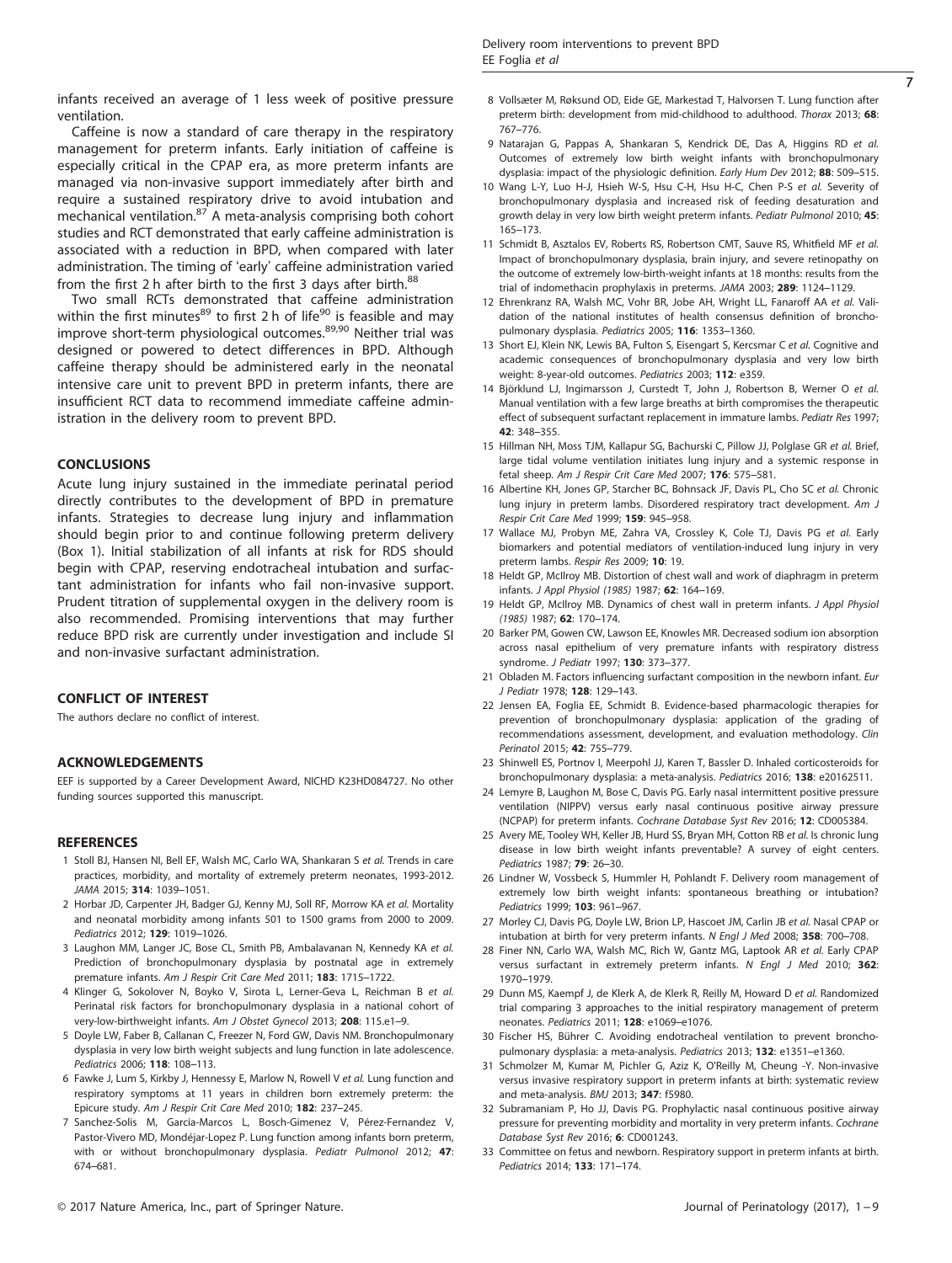infants received an average of 1 less week of positive pressure ventilation.

Caffeine is now a standard of care therapy in the respiratory management for preterm infants. Early initiation of caffeine is especially critical in the CPAP era, as more preterm infants are managed via non-invasive support immediately after birth and require a sustained respiratory drive to avoid intubation and mechanical ventilation.[87] A meta-analysis comprising both cohort studies and RCT demonstrated that early caffeine administration is associated with a reduction in BPD, when compared with later administration. The timing of 'early' caffeine administration varied from the first 2 h after birth to the first 3 days after birth.[88]

Two small RCTs demonstrated that caffeine administration within the first minutes[89] to first 2 h of life[90] is feasible and may improve short-term physiological outcomes.[89,90] Neither trial was designed or powered to detect differences in BPD. Although caffeine therapy should be administered early in the neonatal intensive care unit to prevent BPD in preterm infants, there are insufficient RCT data to recommend immediate caffeine administration in the delivery room to prevent BPD.

## CONCLUSIONS

Acute lung injury sustained in the immediate perinatal period directly contributes to the development of BPD in premature infants. Strategies to decrease lung injury and inflammation should begin prior to and continue following preterm delivery (Box 1). Initial stabilization of all infants at risk for RDS should begin with CPAP, reserving endotracheal intubation and surfactant administration for infants who fail non-invasive support. Prudent titration of supplemental oxygen in the delivery room is also recommended. Promising interventions that may further reduce BPD risk are currently under investigation and include SI and non-invasive surfactant administration.

## CONFLICT OF INTEREST

The authors declare no conflict of interest.

## ACKNOWLEDGEMENTS

EEF is supported by a Career Development Award, NICHD K23HD084727. No other funding sources supported this manuscript.

## REFERENCES

1 Stoll BJ, Hansen NI, Bell EF, Walsh MC, Carlo WA, Shankaran S *et al.* Trends in care practices, morbidity, and mortality of extremely preterm neonates, 1993-2012. *JAMA* 2015; **314**: 1039–1051.

2 Horbar JD, Carpenter JH, Badger GJ, Kenny MJ, Soll RF, Morrow KA *et al.* Mortality and neonatal morbidity among infants 501 to 1500 grams from 2000 to 2009. *Pediatrics* 2012; **129**: 1019–1026.

3 Laughon MM, Langer JC, Bose CL, Smith PB, Ambalavanan N, Kennedy KA *et al.* Prediction of bronchopulmonary dysplasia by postnatal age in extremely premature infants. *Am J Respir Crit Care Med* 2011; **183**: 1715–1722.

4 Klinger G, Sokolover N, Boyko V, Sirota L, Lerner-Geva L, Reichman B *et al.* Perinatal risk factors for bronchopulmonary dysplasia in a national cohort of very-low-birthweight infants. *Am J Obstet Gynecol* 2013; **208**: 115.e1–9.

5 Doyle LW, Faber B, Callanan C, Freezer N, Ford GW, Davis NM. Bronchopulmonary dysplasia in very low birth weight subjects and lung function in late adolescence. *Pediatrics* 2006; **118**: 108–113.

6 Fawke J, Lum S, Kirkby J, Hennessy E, Marlow N, Rowell V *et al.* Lung function and respiratory symptoms at 11 years in children born extremely preterm: the Epicure study. *Am J Respir Crit Care Med* 2010; **182**: 237–245.

7 Sanchez-Solis M, Garcia-Marcos L, Bosch-Gimenez V, Pérez-Fernandez V, Pastor-Vivero MD, Mondéjar-Lopez P. Lung function among infants born preterm, with or without bronchopulmonary dysplasia. *Pediatr Pulmonol* 2012; **47**: 674–681.

8 Vollsæter M, Røksund OD, Eide GE, Markestad T, Halvorsen T. Lung function after preterm birth: development from mid-childhood to adulthood. *Thorax* 2013; **68**: 767–776.

9 Natarajan G, Pappas A, Shankaran S, Kendrick DE, Das A, Higgins RD *et al.* Outcomes of extremely low birth weight infants with bronchopulmonary dysplasia: impact of the physiologic definition. *Early Hum Dev* 2012; **88**: 509–515.

10 Wang L-Y, Luo H-J, Hsieh W-S, Hsu C-H, Hsu H-C, Chen P-S *et al.* Severity of bronchopulmonary dysplasia and increased risk of feeding desaturation and growth delay in very low birth weight preterm infants. *Pediatr Pulmonol* 2010; **45**: 165–173.

11 Schmidt B, Asztalos EV, Roberts RS, Robertson CMT, Sauve RS, Whitfield MF *et al.* Impact of bronchopulmonary dysplasia, brain injury, and severe retinopathy on the outcome of extremely low-birth-weight infants at 18 months: results from the trial of indomethacin prophylaxis in preterms. *JAMA* 2003; **289**: 1124–1129.

12 Ehrenkranz RA, Walsh MC, Vohr BR, Jobe AH, Wright LL, Fanaroff AA *et al.* Validation of the national institutes of health consensus definition of bronchopulmonary dysplasia. *Pediatrics* 2005; **116**: 1353–1360.

13 Short EJ, Klein NK, Lewis BA, Fulton S, Eisengart S, Kercsmar C *et al.* Cognitive and academic consequences of bronchopulmonary dysplasia and very low birth weight: 8-year-old outcomes. *Pediatrics* 2003; **112**: e359.

14 Björklund LJ, Ingimarsson J, Curstedt T, John J, Robertson B, Werner O *et al.* Manual ventilation with a few large breaths at birth compromises the therapeutic effect of subsequent surfactant replacement in immature lambs. *Pediatr Res* 1997; **42**: 348–355.

15 Hillman NH, Moss TJM, Kallapur SG, Bachurski C, Pillow JJ, Polglase GR *et al.* Brief, large tidal volume ventilation initiates lung injury and a systemic response in fetal sheep. *Am J Respir Crit Care Med* 2007; **176**: 575–581.

16 Albertine KH, Jones GP, Starcher BC, Bohnsack JF, Davis PL, Cho SC *et al.* Chronic lung injury in preterm lambs. Disordered respiratory tract development. *Am J Respir Crit Care Med* 1999; **159**: 945–958.

17 Wallace MJ, Probyn ME, Zahra VA, Crossley K, Cole TJ, Davis PG *et al.* Early biomarkers and potential mediators of ventilation-induced lung injury in very preterm lambs. *Respir Res* 2009; **10**: 19.

18 Heldt GP, McIlroy MB. Distortion of chest wall and work of diaphragm in preterm infants. *J Appl Physiol (1985)* 1987; **62**: 164–169.

19 Heldt GP, McIlroy MB. Dynamics of chest wall in preterm infants. *J Appl Physiol (1985)* 1987; **62**: 170–174.

20 Barker PM, Gowen CW, Lawson EE, Knowles MR. Decreased sodium ion absorption across nasal epithelium of very premature infants with respiratory distress syndrome. *J Pediatr* 1997; **130**: 373–377.

21 Obladen M. Factors influencing surfactant composition in the newborn infant. *Eur J Pediatr* 1978; **128**: 129–143.

22 Jensen EA, Foglia EE, Schmidt B. Evidence-based pharmacologic therapies for prevention of bronchopulmonary dysplasia: application of the grading of recommendations assessment, development, and evaluation methodology. *Clin Perinatol* 2015; **42**: 755–779.

23 Shinwell ES, Portnov I, Meerpohl JJ, Karen T, Bassler D. Inhaled corticosteroids for bronchopulmonary dysplasia: a meta-analysis. *Pediatrics* 2016; **138**: e20162511.

24 Lemyre B, Laughon M, Bose C, Davis PG. Early nasal intermittent positive pressure ventilation (NIPPV) versus early nasal continuous positive airway pressure (NCPAP) for preterm infants. *Cochrane Database Syst Rev* 2016; **12**: CD005384.

25 Avery ME, Tooley WH, Keller JB, Hurd SS, Bryan MH, Cotton RB *et al.* Is chronic lung disease in low birth weight infants preventable? A survey of eight centers. *Pediatrics* 1987; **79**: 26–30.

26 Lindner W, Vossbeck S, Hummler H, Pohlandt F. Delivery room management of extremely low birth weight infants: spontaneous breathing or intubation? *Pediatrics* 1999; **103**: 961–967.

27 Morley CJ, Davis PG, Doyle LW, Brion LP, Hascoet JM, Carlin JB *et al.* Nasal CPAP or intubation at birth for very preterm infants. *N Engl J Med* 2008; **358**: 700–708.

28 Finer NN, Carlo WA, Walsh MC, Rich W, Gantz MG, Laptook AR *et al.* Early CPAP versus surfactant in extremely preterm infants. *N Engl J Med* 2010; **362**: 1970–1979.

29 Dunn MS, Kaempf J, de Klerk A, de Klerk R, Reilly M, Howard D *et al.* Randomized trial comparing 3 approaches to the initial respiratory management of preterm neonates. *Pediatrics* 2011; **128**: e1069–e1076.

30 Fischer HS, Bührer C. Avoiding endotracheal ventilation to prevent bronchopulmonary dysplasia: a meta-analysis. *Pediatrics* 2013; **132**: e1351–e1360.

31 Schmolzer M, Kumar M, Pichler G, Aziz K, O'Reilly M, Cheung -Y. Non-invasive versus invasive respiratory support in preterm infants at birth: systematic review and meta-analysis. *BMJ* 2013; **347**: f5980.

32 Subramaniam P, Ho JJ, Davis PG. Prophylactic nasal continuous positive airway pressure for preventing morbidity and mortality in very preterm infants. *Cochrane Database Syst Rev* 2016; **6**: CD001243.

33 Committee on fetus and newborn. Respiratory support in preterm infants at birth. *Pediatrics* 2014; **133**: 171–174.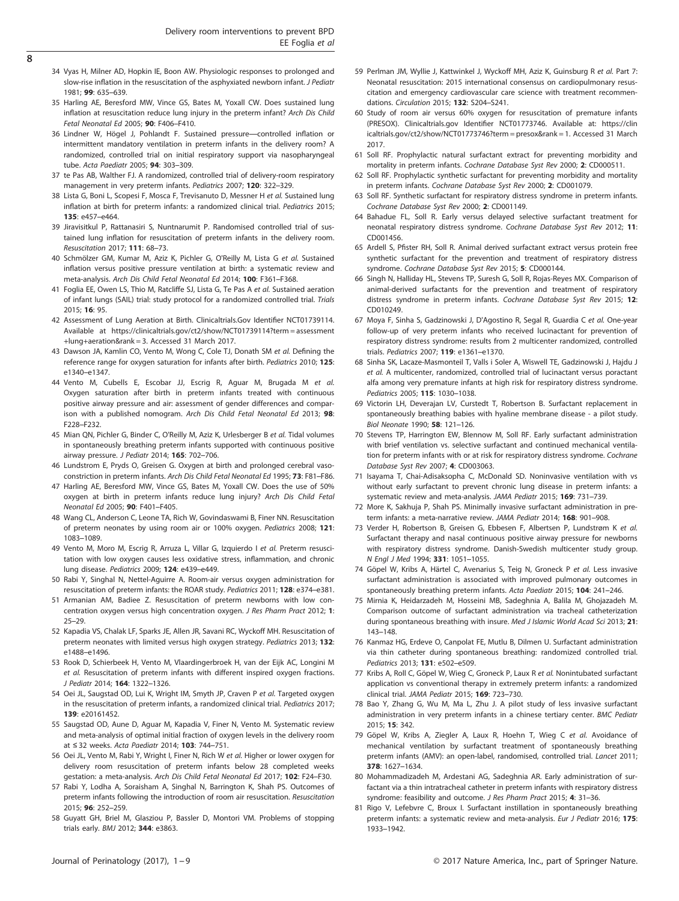34 Vyas H, Milner AD, Hopkin IE, Boon AW. Physiologic responses to prolonged and slow-rise inflation in the resuscitation of the asphyxiated newborn infant. *J Pediatr* 1981; **99**: 635–639.

35 Harling AE, Beresford MW, Vince GS, Bates M, Yoxall CW. Does sustained lung inflation at resuscitation reduce lung injury in the preterm infant? *Arch Dis Child Fetal Neonatal Ed* 2005; **90**: F406–F410.

36 Lindner W, Högel J, Pohlandt F. Sustained pressure—controlled inflation or intermittent mandatory ventilation in preterm infants in the delivery room? A randomized, controlled trial on initial respiratory support via nasopharyngeal tube. *Acta Paediatr* 2005; **94**: 303–309.

37 te Pas AB, Walther FJ. A randomized, controlled trial of delivery-room respiratory management in very preterm infants. *Pediatrics* 2007; **120**: 322–329.

38 Lista G, Boni L, Scopesi F, Mosca F, Trevisanuto D, Messner H *et al.* Sustained lung inflation at birth for preterm infants: a randomized clinical trial. *Pediatrics* 2015; **135**: e457–e464.

39 Jiravisitkul P, Rattanasiri S, Nuntnarumit P. Randomised controlled trial of sustained lung inflation for resuscitation of preterm infants in the delivery room. *Resuscitation* 2017; **111**: 68–73.

40 Schmölzer GM, Kumar M, Aziz K, Pichler G, O'Reilly M, Lista G *et al.* Sustained inflation versus positive pressure ventilation at birth: a systematic review and meta-analysis. *Arch Dis Child Fetal Neonatal Ed* 2014; **100**: F361–F368.

41 Foglia EE, Owen LS, Thio M, Ratcliffe SJ, Lista G, Te Pas A *et al.* Sustained aeration of infant lungs (SAIL) trial: study protocol for a randomized controlled trial. *Trials* 2015; **16**: 95.

42 Assessment of Lung Aeration at Birth. Clinicaltrials.Gov Identifier NCT01739114. Available at https://clinicaltrials.gov/ct2/show/NCT01739114?term=assessment+lung+aeration&rank=3. Accessed 31 March 2017.

43 Dawson JA, Kamlin CO, Vento M, Wong C, Cole TJ, Donath SM *et al.* Defining the reference range for oxygen saturation for infants after birth. *Pediatrics* 2010; **125**: e1340–e1347.

44 Vento M, Cubells E, Escobar JJ, Escrig R, Aguar M, Brugada M *et al.* Oxygen saturation after birth in preterm infants treated with continuous positive airway pressure and air: assessment of gender differences and comparison with a published nomogram. *Arch Dis Child Fetal Neonatal Ed* 2013; **98**: F228–F232.

45 Mian QN, Pichler G, Binder C, O'Reilly M, Aziz K, Urlesberger B *et al.* Tidal volumes in spontaneously breathing preterm infants supported with continuous positive airway pressure. *J Pediatr* 2014; **165**: 702–706.

46 Lundstrom E, Pryds O, Greisen G. Oxygen at birth and prolonged cerebral vasoconstriction in preterm infants. *Arch Dis Child Fetal Neonatal Ed* 1995; **73**: F81–F86.

47 Harling AE, Beresford MW, Vince GS, Bates M, Yoxall CW. Does the use of 50% oxygen at birth in preterm infants reduce lung injury? *Arch Dis Child Fetal Neonatal Ed* 2005; **90**: F401–F405.

48 Wang CL, Anderson C, Leone TA, Rich W, Govindaswami B, Finer NN. Resuscitation of preterm neonates by using room air or 100% oxygen. *Pediatrics* 2008; **121**: 1083–1089.

49 Vento M, Moro M, Escrig R, Arruza L, Villar G, Izquierdo I *et al.* Preterm resuscitation with low oxygen causes less oxidative stress, inflammation, and chronic lung disease. *Pediatrics* 2009; **124**: e439–e449.

50 Rabi Y, Singhal N, Nettel-Aguirre A. Room-air versus oxygen administration for resuscitation of preterm infants: the ROAR study. *Pediatrics* 2011; **128**: e374–e381.

51 Armanian AM, Badiee Z. Resuscitation of preterm newborns with low concentration oxygen versus high concentration oxygen. *J Res Pharm Pract* 2012; **1**: 25–29.

52 Kapadia VS, Chalak LF, Sparks JE, Allen JR, Savani RC, Wyckoff MH. Resuscitation of preterm neonates with limited versus high oxygen strategy. *Pediatrics* 2013; **132**: e1488–e1496.

53 Rook D, Schierbeek H, Vento M, Vlaardingerbroek H, van der Eijk AC, Longini M *et al.* Resuscitation of preterm infants with different inspired oxygen fractions. *J Pediatr* 2014; **164**: 1322–1326.

54 Oei JL, Saugstad OD, Lui K, Wright IM, Smyth JP, Craven P *et al.* Targeted oxygen in the resuscitation of preterm infants, a randomized clinical trial. *Pediatrics* 2017; **139**: e20161452.

55 Saugstad OD, Aune D, Aguar M, Kapadia V, Finer N, Vento M. Systematic review and meta-analysis of optimal initial fraction of oxygen levels in the delivery room at ≤32 weeks. *Acta Paediatr* 2014; **103**: 744–751.

56 Oei JL, Vento M, Rabi Y, Wright I, Finer N, Rich W *et al.* Higher or lower oxygen for delivery room resuscitation of preterm infants below 28 completed weeks gestation: a meta-analysis. *Arch Dis Child Fetal Neonatal Ed* 2017; **102**: F24–F30.

57 Rabi Y, Lodha A, Soraisham A, Singhal N, Barrington K, Shah PS. Outcomes of preterm infants following the introduction of room air resuscitation. *Resuscitation* 2015; **96**: 252–259.

58 Guyatt GH, Briel M, Glasziou P, Bassler D, Montori VM. Problems of stopping trials early. *BMJ* 2012; **344**: e3863.

59 Perlman JM, Wyllie J, Kattwinkel J, Wyckoff MH, Aziz K, Guinsburg R *et al.* Part 7: Neonatal resuscitation: 2015 international consensus on cardiopulmonary resuscitation and emergency cardiovascular care science with treatment recommendations. *Circulation* 2015; **132**: S204–S241.

60 Study of room air versus 60% oxygen for resuscitation of premature infants (PRESOX). Clinicaltrials.gov Identifier NCT01773746. Available at: https://clinicaltrials.gov/ct2/show/NCT01773746?term=presox&rank=1. Accessed 31 March 2017.

61 Soll RF. Prophylactic natural surfactant extract for preventing morbidity and mortality in preterm infants. *Cochrane Database Syst Rev* 2000; **2**: CD000511.

62 Soll RF. Prophylactic synthetic surfactant for preventing morbidity and mortality in preterm infants. *Cochrane Database Syst Rev* 2000; **2**: CD001079.

63 Soll RF. Synthetic surfactant for respiratory distress syndrome in preterm infants. *Cochrane Database Syst Rev* 2000; **2**: CD001149.

64 Bahadue FL, Soll R. Early versus delayed selective surfactant treatment for neonatal respiratory distress syndrome. *Cochrane Database Syst Rev* 2012; **11**: CD001456.

65 Ardell S, Pfister RH, Soll R. Animal derived surfactant extract versus protein free synthetic surfactant for the prevention and treatment of respiratory distress syndrome. *Cochrane Database Syst Rev* 2015; **5**: CD000144.

66 Singh N, Halliday HL, Stevens TP, Suresh G, Soll R, Rojas-Reyes MX. Comparison of animal-derived surfactants for the prevention and treatment of respiratory distress syndrome in preterm infants. *Cochrane Database Syst Rev* 2015; **12**: CD010249.

67 Moya F, Sinha S, Gadzinowski J, D'Agostino R, Segal R, Guardia C *et al.* One-year follow-up of very preterm infants who received lucinactant for prevention of respiratory distress syndrome: results from 2 multicenter randomized, controlled trials. *Pediatrics* 2007; **119**: e1361–e1370.

68 Sinha SK, Lacaze-Masmonteil T, Valls i Soler A, Wiswell TE, Gadzinowski J, Hajdu J *et al.* A multicenter, randomized, controlled trial of lucinactant versus poractant alfa among very premature infants at high risk for respiratory distress syndrome. *Pediatrics* 2005; **115**: 1030–1038.

69 Victorin LH, Deverajan LV, Curstedt T, Robertson B. Surfactant replacement in spontaneously breathing babies with hyaline membrane disease - a pilot study. *Biol Neonate* 1990; **58**: 121–126.

70 Stevens TP, Harrington EW, Blennow M, Soll RF. Early surfactant administration with brief ventilation vs. selective surfactant and continued mechanical ventilation for preterm infants with or at risk for respiratory distress syndrome. *Cochrane Database Syst Rev* 2007; **4**: CD003063.

71 Isayama T, Chai-Adisaksopha C, McDonald SD. Noninvasive ventilation with vs without early surfactant to prevent chronic lung disease in preterm infants: a systematic review and meta-analysis. *JAMA Pediatr* 2015; **169**: 731–739.

72 More K, Sakhuja P, Shah PS. Minimally invasive surfactant administration in preterm infants: a meta-narrative review. *JAMA Pediatr* 2014; **168**: 901–908.

73 Verder H, Robertson B, Greisen G, Ebbesen F, Albertsen P, Lundstrøm K *et al.* Surfactant therapy and nasal continuous positive airway pressure for newborns with respiratory distress syndrome. Danish-Swedish multicenter study group. *N Engl J Med* 1994; **331**: 1051–1055.

74 Göpel W, Kribs A, Härtel C, Avenarius S, Teig N, Groneck P *et al.* Less invasive surfactant administration is associated with improved pulmonary outcomes in spontaneously breathing preterm infants. *Acta Paediatr* 2015; **104**: 241–246.

75 Mirnia K, Heidarzadeh M, Hosseini MB, Sadeghnia A, Balila M, Ghojazadeh M. Comparison outcome of surfactant administration via tracheal catheterization during spontaneous breathing with insure. *Med J Islamic World Acad Sci* 2013; **21**: 143–148.

76 Kanmaz HG, Erdeve O, Canpolat FE, Mutlu B, Dilmen U. Surfactant administration via thin catheter during spontaneous breathing: randomized controlled trial. *Pediatrics* 2013; **131**: e502–e509.

77 Kribs A, Roll C, Göpel W, Wieg C, Groneck P, Laux R *et al.* Nonintubated surfactant application vs conventional therapy in extremely preterm infants: a randomized clinical trial. *JAMA Pediatr* 2015; **169**: 723–730.

78 Bao Y, Zhang G, Wu M, Ma L, Zhu J. A pilot study of less invasive surfactant administration in very preterm infants in a chinese tertiary center. *BMC Pediatr* 2015; **15**: 342.

79 Göpel W, Kribs A, Ziegler A, Laux R, Hoehn T, Wieg C *et al.* Avoidance of mechanical ventilation by surfactant treatment of spontaneously breathing preterm infants (AMV): an open-label, randomised, controlled trial. *Lancet* 2011; **378**: 1627–1634.

80 Mohammadizadeh M, Ardestani AG, Sadeghnia AR. Early administration of surfactant via a thin intratracheal catheter in preterm infants with respiratory distress syndrome: feasibility and outcome. *J Res Pharm Pract* 2015; **4**: 31–36.

81 Rigo V, Lefebvre C, Broux I. Surfactant instillation in spontaneously breathing preterm infants: a systematic review and meta-analysis. *Eur J Pediatr* 2016; **175**: 1933–1942.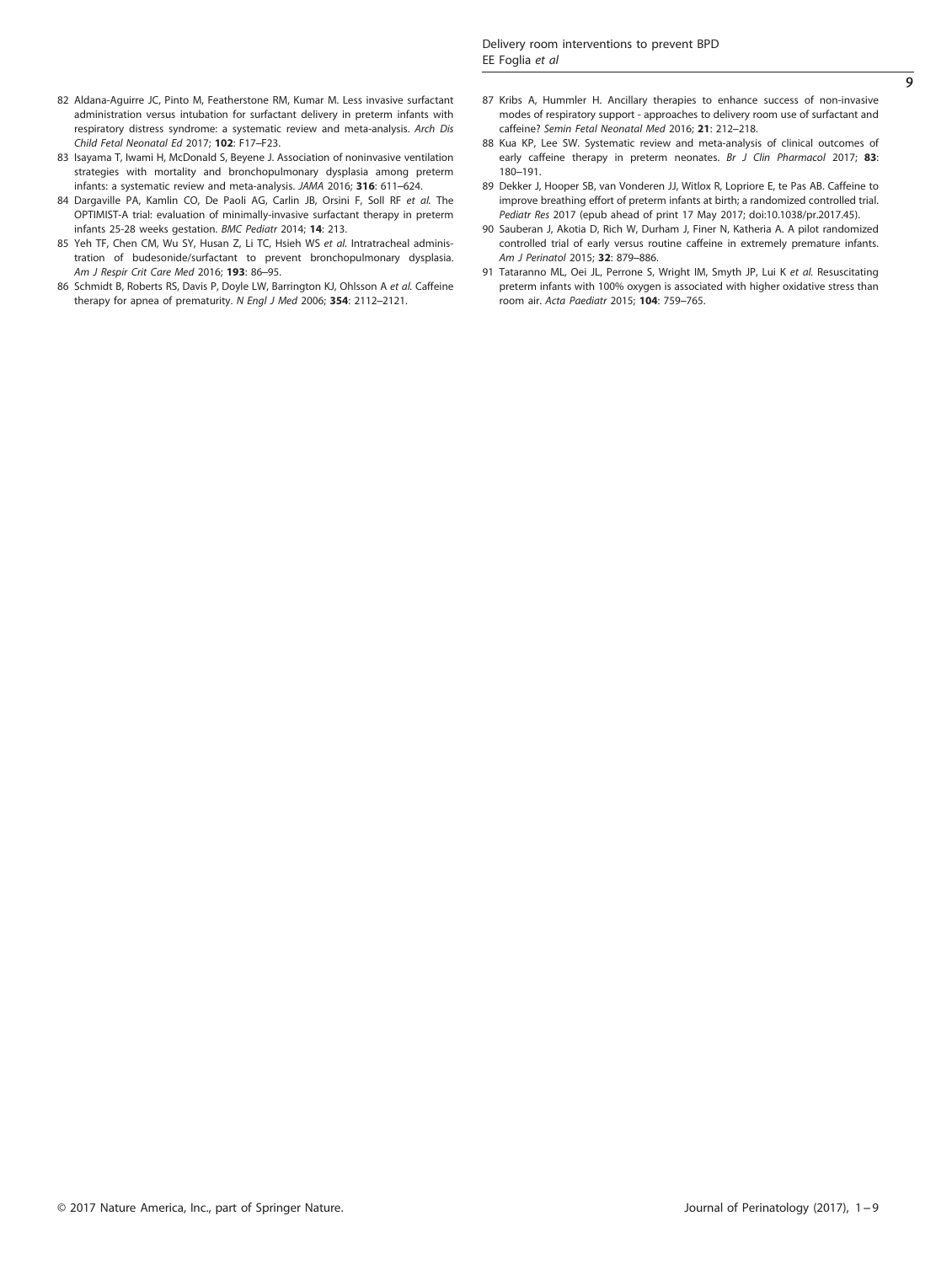82 Aldana-Aguirre JC, Pinto M, Featherstone RM, Kumar M. Less invasive surfactant administration versus intubation for surfactant delivery in preterm infants with respiratory distress syndrome: a systematic review and meta-analysis. *Arch Dis Child Fetal Neonatal Ed* 2017; **102**: F17–F23.

83 Isayama T, Iwami H, McDonald S, Beyene J. Association of noninvasive ventilation strategies with mortality and bronchopulmonary dysplasia among preterm infants: a systematic review and meta-analysis. *JAMA* 2016; **316**: 611–624.

84 Dargaville PA, Kamlin CO, De Paoli AG, Carlin JB, Orsini F, Soll RF *et al.* The OPTIMIST-A trial: evaluation of minimally-invasive surfactant therapy in preterm infants 25-28 weeks gestation. *BMC Pediatr* 2014; **14**: 213.

85 Yeh TF, Chen CM, Wu SY, Husan Z, Li TC, Hsieh WS *et al.* Intratracheal administration of budesonide/surfactant to prevent bronchopulmonary dysplasia. *Am J Respir Crit Care Med* 2016; **193**: 86–95.

86 Schmidt B, Roberts RS, Davis P, Doyle LW, Barrington KJ, Ohlsson A *et al.* Caffeine therapy for apnea of prematurity. *N Engl J Med* 2006; **354**: 2112–2121.

87 Kribs A, Hummler H. Ancillary therapies to enhance success of non-invasive modes of respiratory support - approaches to delivery room use of surfactant and caffeine? *Semin Fetal Neonatal Med* 2016; **21**: 212–218.

88 Kua KP, Lee SW. Systematic review and meta-analysis of clinical outcomes of early caffeine therapy in preterm neonates. *Br J Clin Pharmacol* 2017; **83**: 180–191.

89 Dekker J, Hooper SB, van Vonderen JJ, Witlox R, Lopriore E, te Pas AB. Caffeine to improve breathing effort of preterm infants at birth; a randomized controlled trial. *Pediatr Res* 2017 (epub ahead of print 17 May 2017; doi:10.1038/pr.2017.45).

90 Sauberan J, Akotia D, Rich W, Durham J, Finer N, Katheria A. A pilot randomized controlled trial of early versus routine caffeine in extremely premature infants. *Am J Perinatol* 2015; **32**: 879–886.

91 Tataranno ML, Oei JL, Perrone S, Wright IM, Smyth JP, Lui K *et al.* Resuscitating preterm infants with 100% oxygen is associated with higher oxidative stress than room air. *Acta Paediatr* 2015; **104**: 759–765.